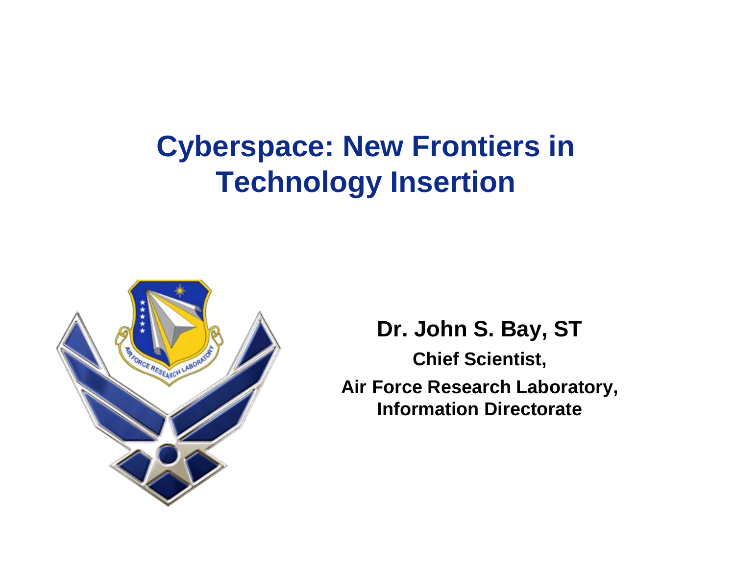# Cyberspace: New Frontiers in Technology Insertion

**Dr. John S. Bay, ST**

**Chief Scientist,**

**Air Force Research Laboratory, Information Directorate**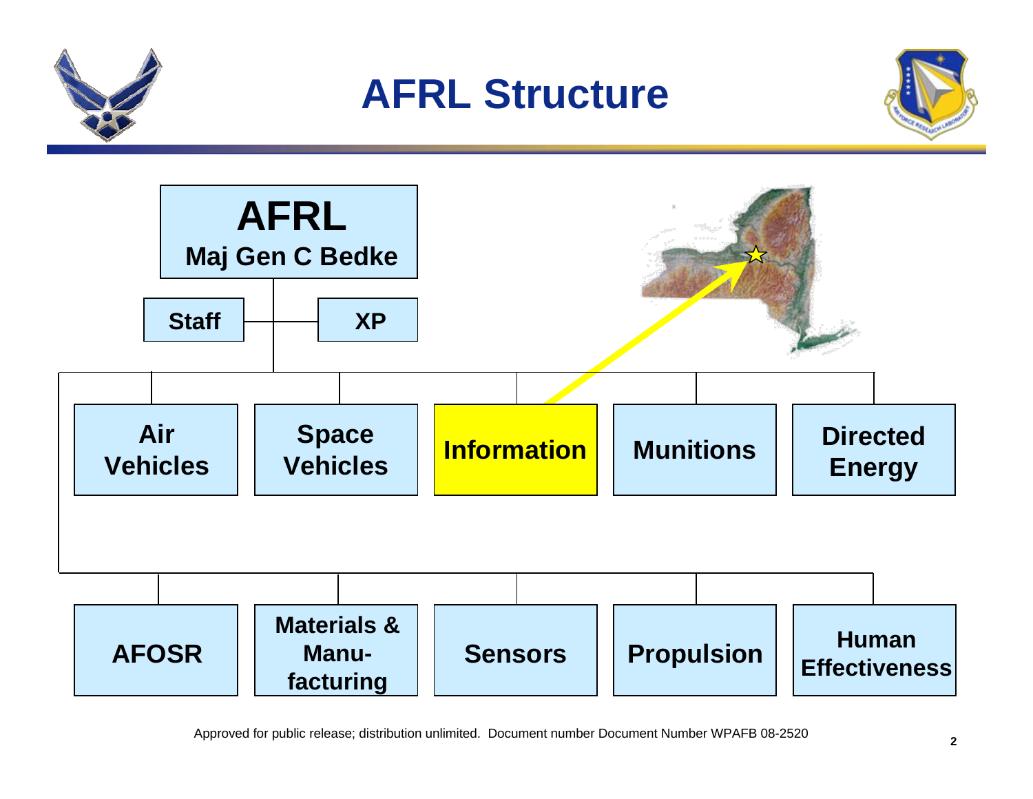# AFRL Structure

- **AFRL**
  - **Maj Gen C Bedke**
  - Staff
  - XP
  - Air Vehicles
  - Space Vehicles
  - **Information**
  - Munitions
  - Directed Energy
  - AFOSR
  - Materials & Manu-facturing
  - Sensors
  - Propulsion
  - Human Effectiveness

Approved for public release; distribution unlimited. Document number Document Number WPAFB 08-2520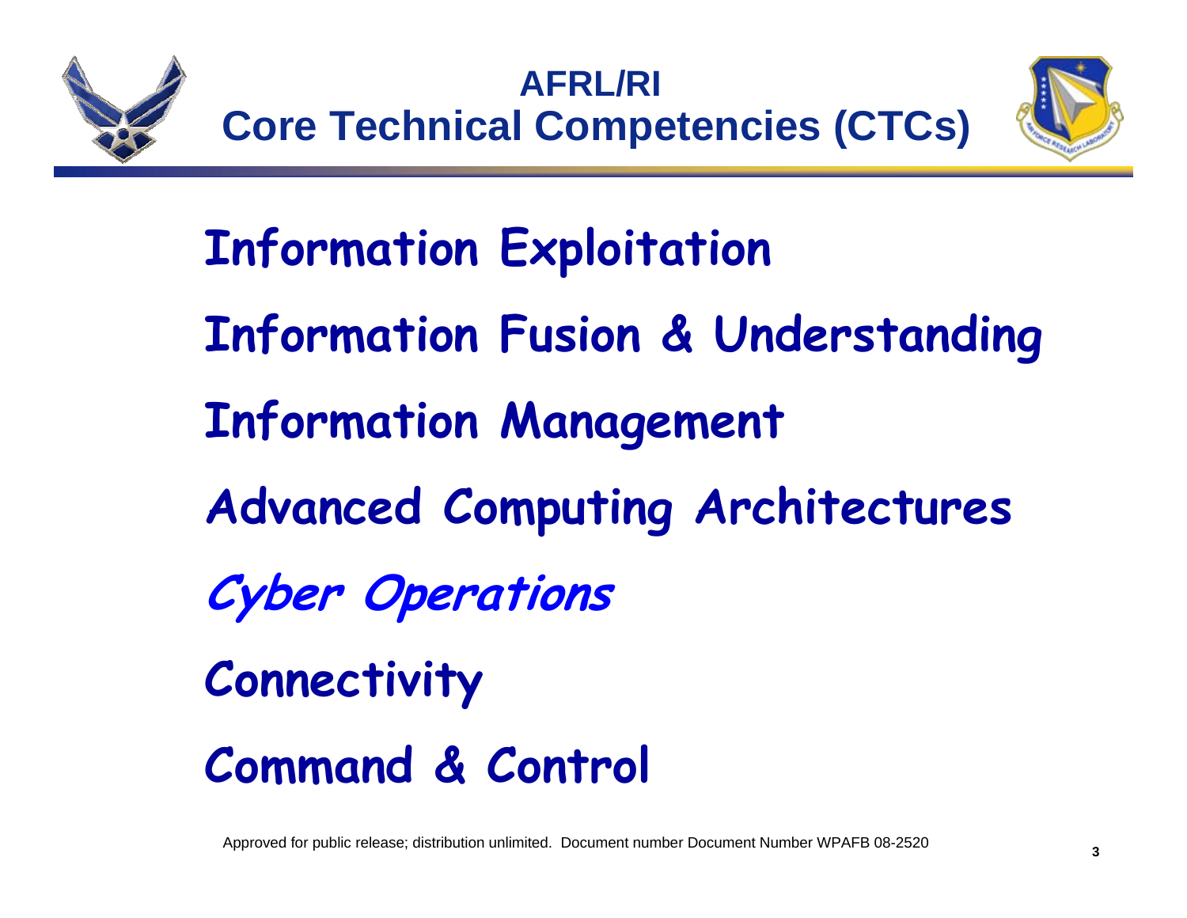# AFRL/RI Core Technical Competencies (CTCs)

**Information Exploitation**

**Information Fusion & Understanding**

**Information Management**

**Advanced Computing Architectures**

***Cyber Operations***

**Connectivity**

**Command & Control**

Approved for public release; distribution unlimited. Document number Document Number WPAFB 08-2520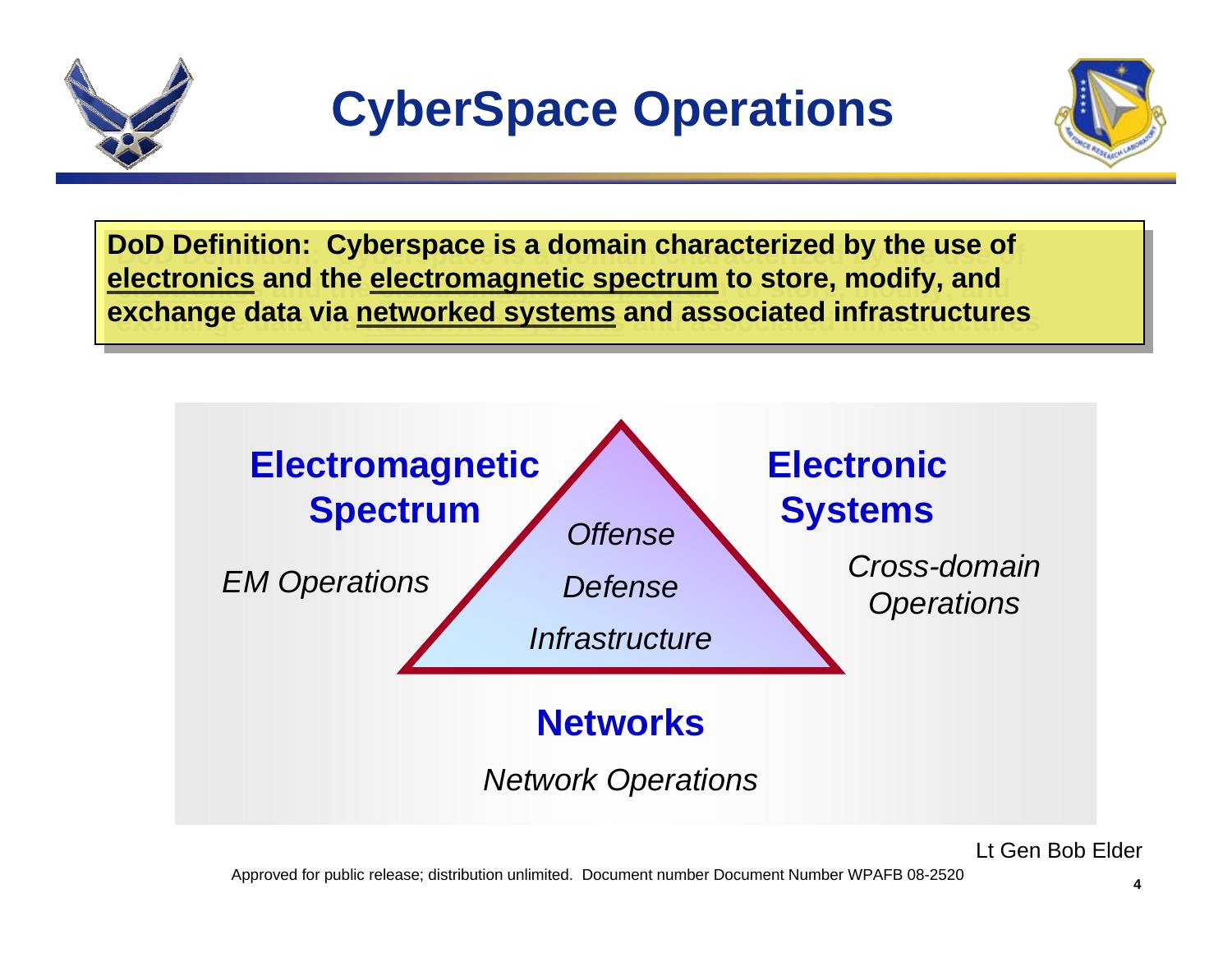# CyberSpace Operations

**DoD Definition: Cyberspace is a domain characterized by the use of <u>electronics</u> and the <u>electromagnetic spectrum</u> to store, modify, and exchange data via <u>networked systems</u> and associated infrastructures**

**Electromagnetic Spectrum**

*EM Operations*

**Electronic Systems**

*Cross-domain Operations*

*Offense*

*Defense*

*Infrastructure*

**Networks**

*Network Operations*

Lt Gen Bob Elder

Approved for public release; distribution unlimited. Document number Document Number WPAFB 08-2520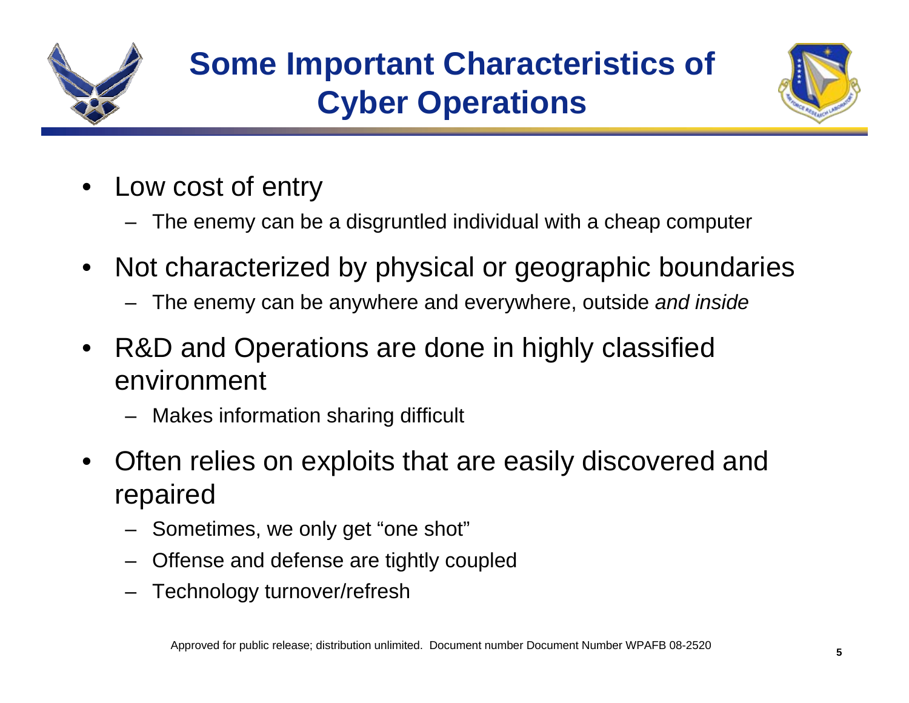# Some Important Characteristics of Cyber Operations

- Low cost of entry
  - The enemy can be a disgruntled individual with a cheap computer
- Not characterized by physical or geographic boundaries
  - The enemy can be anywhere and everywhere, outside *and inside*
- R&D and Operations are done in highly classified environment
  - Makes information sharing difficult
- Often relies on exploits that are easily discovered and repaired
  - Sometimes, we only get "one shot"
  - Offense and defense are tightly coupled
  - Technology turnover/refresh

Approved for public release; distribution unlimited. Document number Document Number WPAFB 08-2520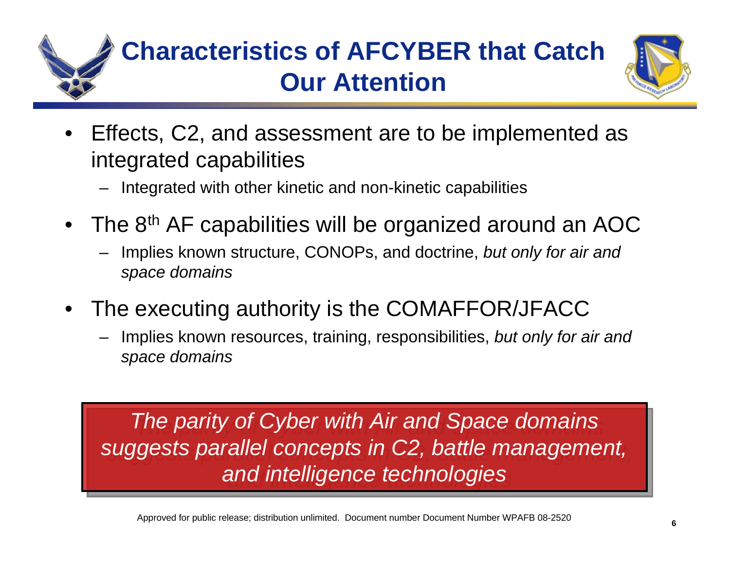# Characteristics of AFCYBER that Catch Our Attention

- Effects, C2, and assessment are to be implemented as integrated capabilities
  - Integrated with other kinetic and non-kinetic capabilities
- The 8th AF capabilities will be organized around an AOC
  - Implies known structure, CONOPs, and doctrine, *but only for air and space domains*
- The executing authority is the COMAFFOR/JFACC
  - Implies known resources, training, responsibilities, *but only for air and space domains*

*The parity of Cyber with Air and Space domains suggests parallel concepts in C2, battle management, and intelligence technologies*

Approved for public release; distribution unlimited. Document number Document Number WPAFB 08-2520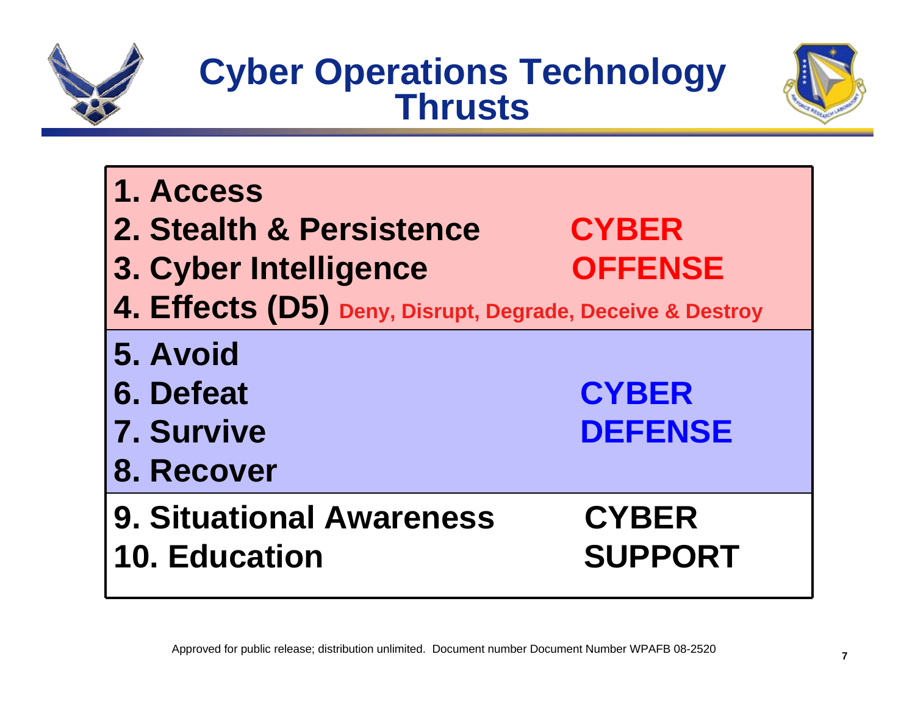# Cyber Operations Technology Thrusts

| Thrusts | Category |
|---|---|
| 1. Access<br>2. Stealth & Persistence<br>3. Cyber Intelligence<br>4. Effects (D5) Deny, Disrupt, Degrade, Deceive & Destroy | CYBER OFFENSE |
| 5. Avoid<br>6. Defeat<br>7. Survive<br>8. Recover | CYBER DEFENSE |
| 9. Situational Awareness<br>10. Education | CYBER SUPPORT |

Approved for public release; distribution unlimited. Document number Document Number WPAFB 08-2520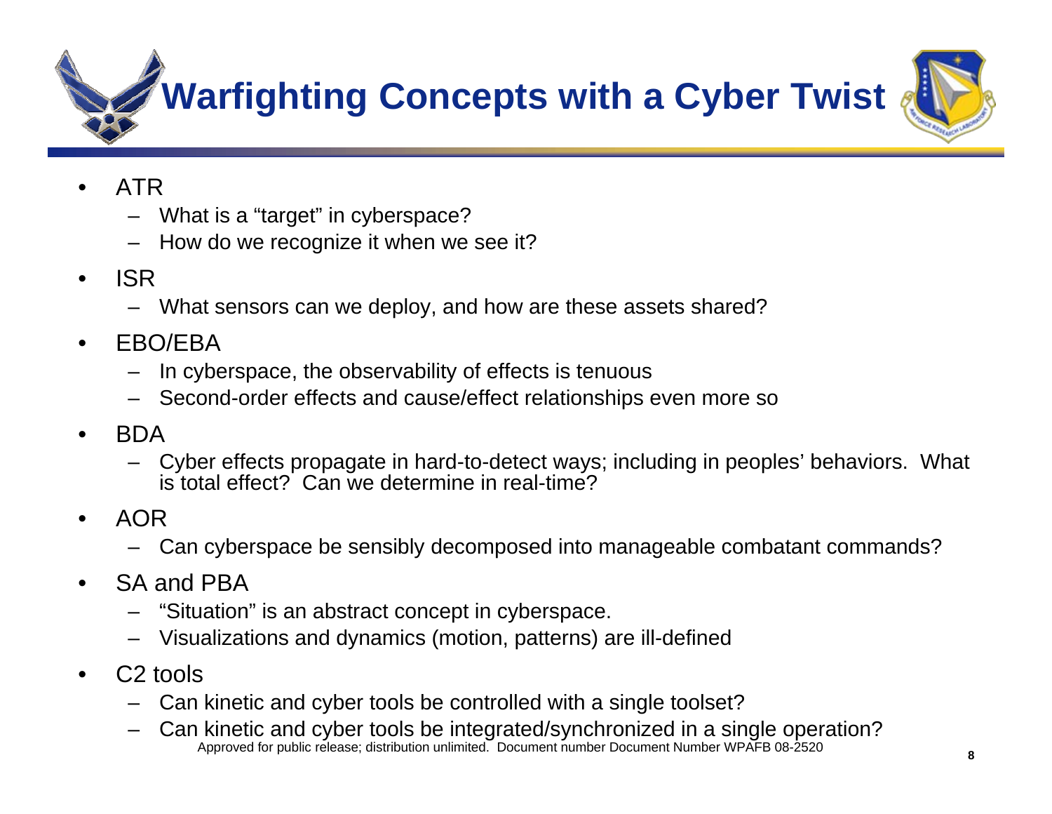# Warfighting Concepts with a Cyber Twist

- ATR
  - What is a “target” in cyberspace?
  - How do we recognize it when we see it?
- ISR
  - What sensors can we deploy, and how are these assets shared?
- EBO/EBA
  - In cyberspace, the observability of effects is tenuous
  - Second-order effects and cause/effect relationships even more so
- BDA
  - Cyber effects propagate in hard-to-detect ways; including in peoples’ behaviors. What is total effect? Can we determine in real-time?
- AOR
  - Can cyberspace be sensibly decomposed into manageable combatant commands?
- SA and PBA
  - “Situation” is an abstract concept in cyberspace.
  - Visualizations and dynamics (motion, patterns) are ill-defined
- C2 tools
  - Can kinetic and cyber tools be controlled with a single toolset?
  - Can kinetic and cyber tools be integrated/synchronized in a single operation?

Approved for public release; distribution unlimited. Document number Document Number WPAFB 08-2520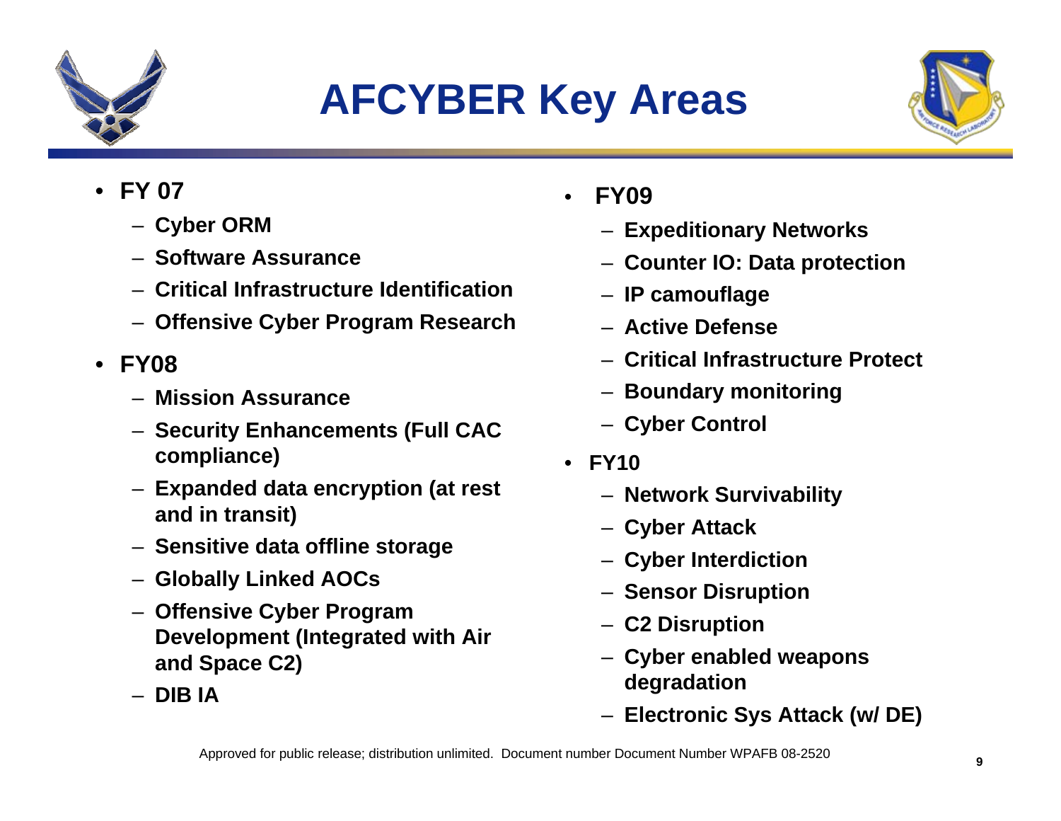# AFCYBER Key Areas

- **FY 07**
  - **Cyber ORM**
  - **Software Assurance**
  - **Critical Infrastructure Identification**
  - **Offensive Cyber Program Research**
- **FY08**
  - **Mission Assurance**
  - **Security Enhancements (Full CAC compliance)**
  - **Expanded data encryption (at rest and in transit)**
  - **Sensitive data offline storage**
  - **Globally Linked AOCs**
  - **Offensive Cyber Program Development (Integrated with Air and Space C2)**
  - **DIB IA**
- **FY09**
  - **Expeditionary Networks**
  - **Counter IO: Data protection**
  - **IP camouflage**
  - **Active Defense**
  - **Critical Infrastructure Protect**
  - **Boundary monitoring**
  - **Cyber Control**
- **FY10**
  - **Network Survivability**
  - **Cyber Attack**
  - **Cyber Interdiction**
  - **Sensor Disruption**
  - **C2 Disruption**
  - **Cyber enabled weapons degradation**
  - **Electronic Sys Attack (w/ DE)**

Approved for public release; distribution unlimited. Document number Document Number WPAFB 08-2520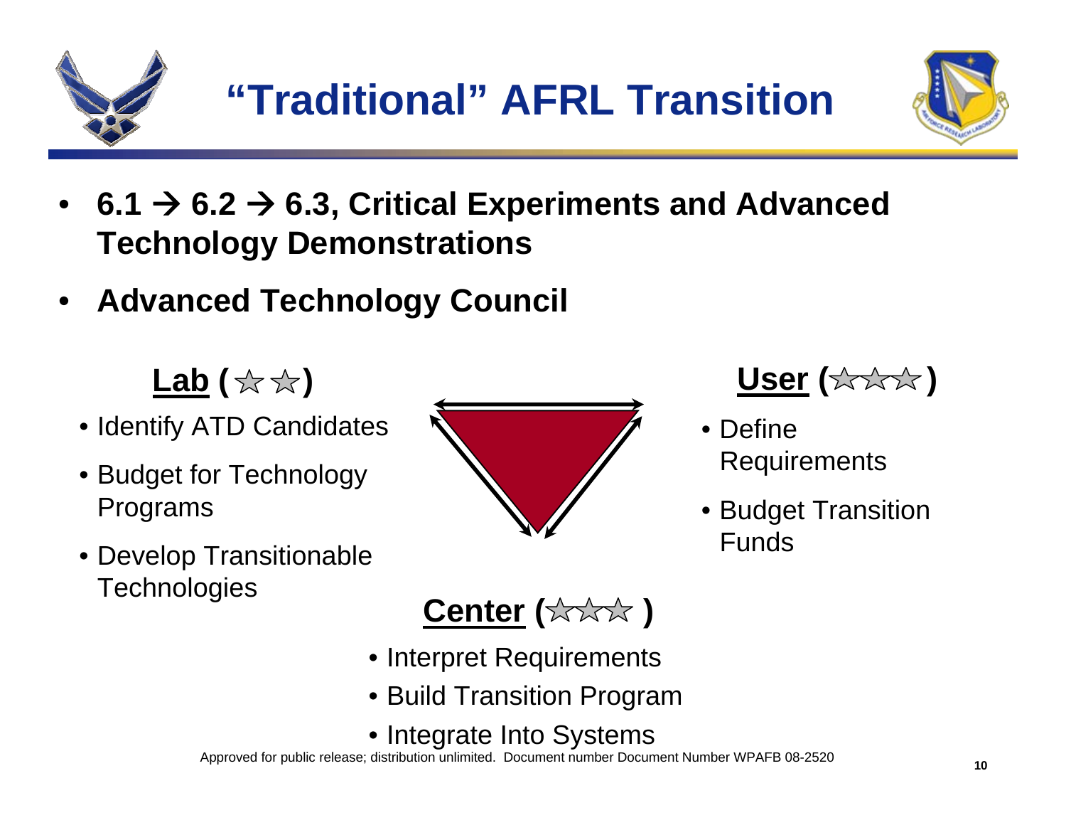# "Traditional" AFRL Transition

- **6.1 → 6.2 → 6.3, Critical Experiments and Advanced Technology Demonstrations**
- **Advanced Technology Council**

**Lab (☆☆)**

- Identify ATD Candidates
- Budget for Technology Programs
- Develop Transitionable Technologies

**User (☆☆☆☆)**

- Define Requirements
- Budget Transition Funds

**Center (☆☆☆)**

- Interpret Requirements
- Build Transition Program
- Integrate Into Systems

Approved for public release; distribution unlimited. Document number Document Number WPAFB 08-2520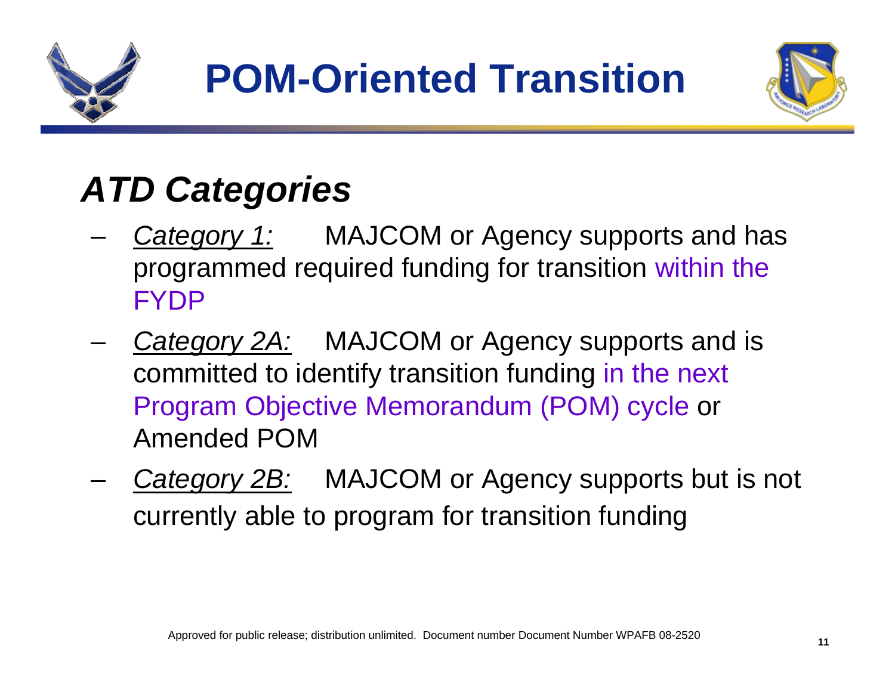# POM-Oriented Transition

## *ATD Categories*

- *Category 1:* MAJCOM or Agency supports and has programmed required funding for transition within the FYDP
- *Category 2A:* MAJCOM or Agency supports and is committed to identify transition funding in the next Program Objective Memorandum (POM) cycle or Amended POM
- *Category 2B:* MAJCOM or Agency supports but is not currently able to program for transition funding

Approved for public release; distribution unlimited. Document number Document Number WPAFB 08-2520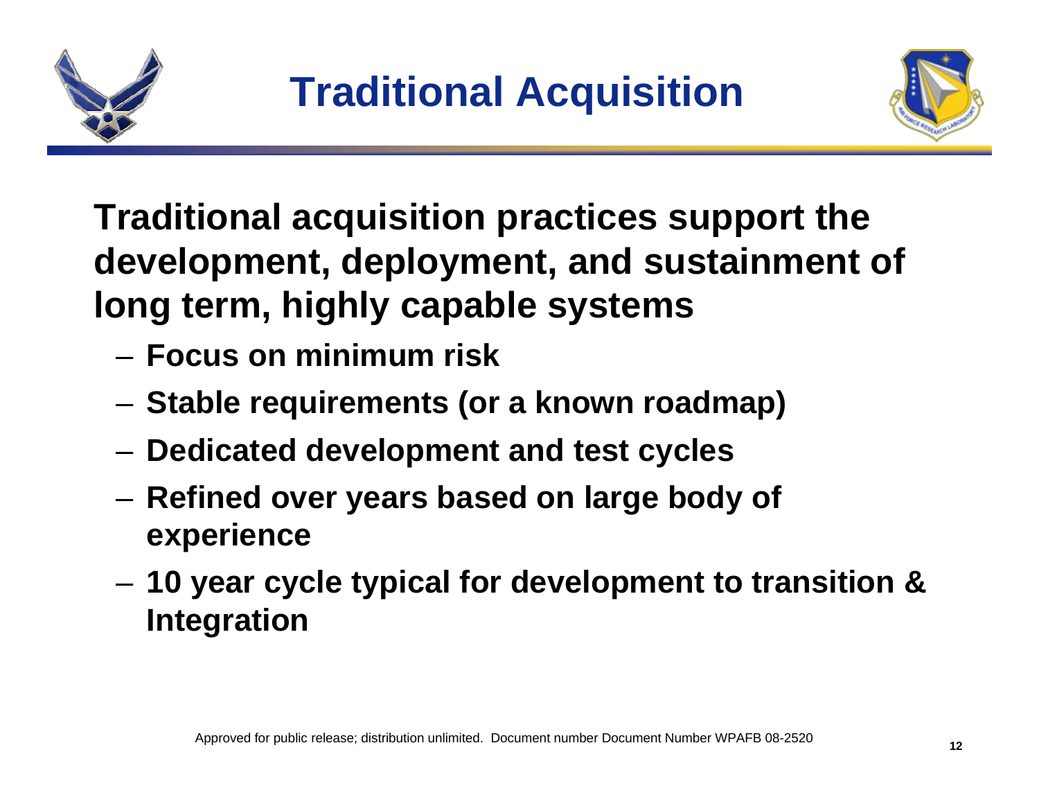# Traditional Acquisition

**Traditional acquisition practices support the development, deployment, and sustainment of long term, highly capable systems**

- **Focus on minimum risk**
- **Stable requirements (or a known roadmap)**
- **Dedicated development and test cycles**
- **Refined over years based on large body of experience**
- **10 year cycle typical for development to transition & Integration**

Approved for public release; distribution unlimited. Document number Document Number WPAFB 08-2520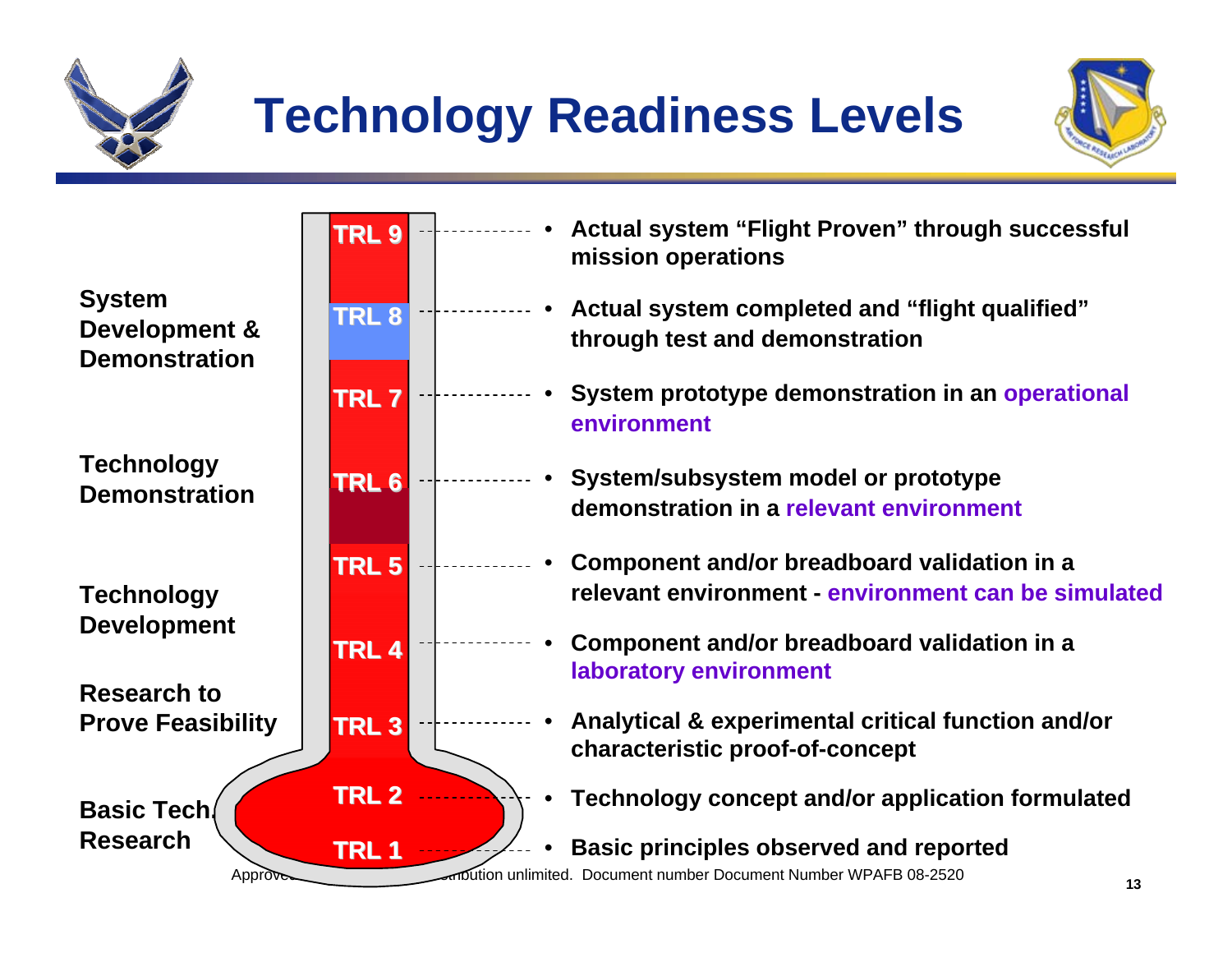# Technology Readiness Levels

**System Development & Demonstration**

**Technology Demonstration**

**Technology Development**

**Research to Prove Feasibility**

**Basic Tech. Research**

- **TRL 9** – Actual system "Flight Proven" through successful mission operations
- **TRL 8** – Actual system completed and "flight qualified" through test and demonstration
- **TRL 7** – System prototype demonstration in an operational environment
- **TRL 6** – System/subsystem model or prototype demonstration in a relevant environment
- **TRL 5** – Component and/or breadboard validation in a relevant environment - environment can be simulated
- **TRL 4** – Component and/or breadboard validation in a laboratory environment
- **TRL 3** – Analytical & experimental critical function and/or characteristic proof-of-concept
- **TRL 2** – Technology concept and/or application formulated
- **TRL 1** – Basic principles observed and reported

Approved ... distribution unlimited. Document number Document Number WPAFB 08-2520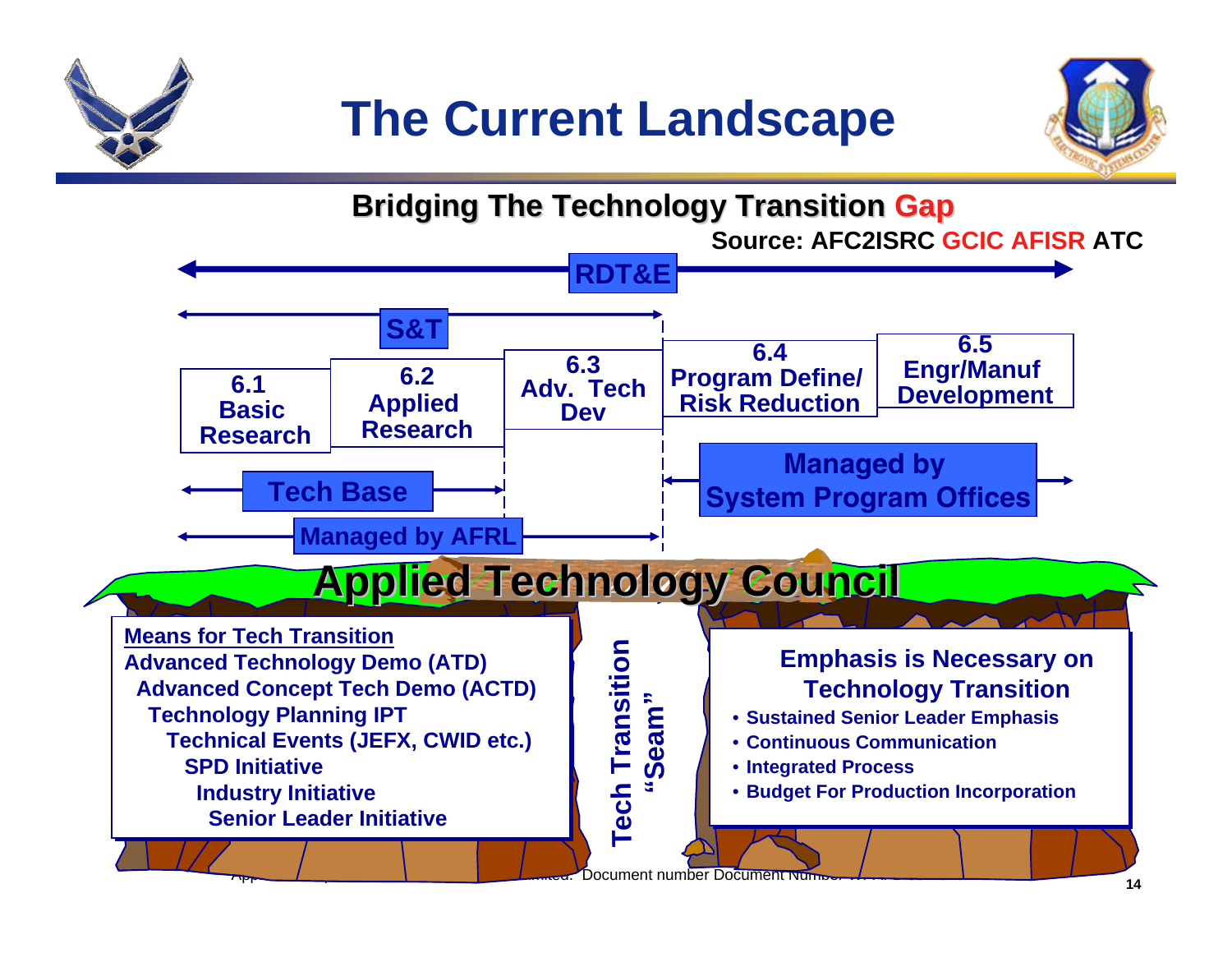# The Current Landscape

## Bridging The Technology Transition Gap

Source: AFC2ISRC GCIC AFISR ATC

RDT&E

S&T

- 6.1 Basic Research
- 6.2 Applied Research
- 6.3 Adv. Tech Dev
- 6.4 Program Define/ Risk Reduction
- 6.5 Engr/Manuf Development

Tech Base

Managed by AFRL

Managed by System Program Offices

## Applied Technology Council

**Means for Tech Transition**

- Advanced Technology Demo (ATD)
- Advanced Concept Tech Demo (ACTD)
- Technology Planning IPT
- Technical Events (JEFX, CWID etc.)
- SPD Initiative
- Industry Initiative
- Senior Leader Initiative

Tech Transition "Seam"

**Emphasis is Necessary on Technology Transition**

- Sustained Senior Leader Emphasis
- Continuous Communication
- Integrated Process
- Budget For Production Incorporation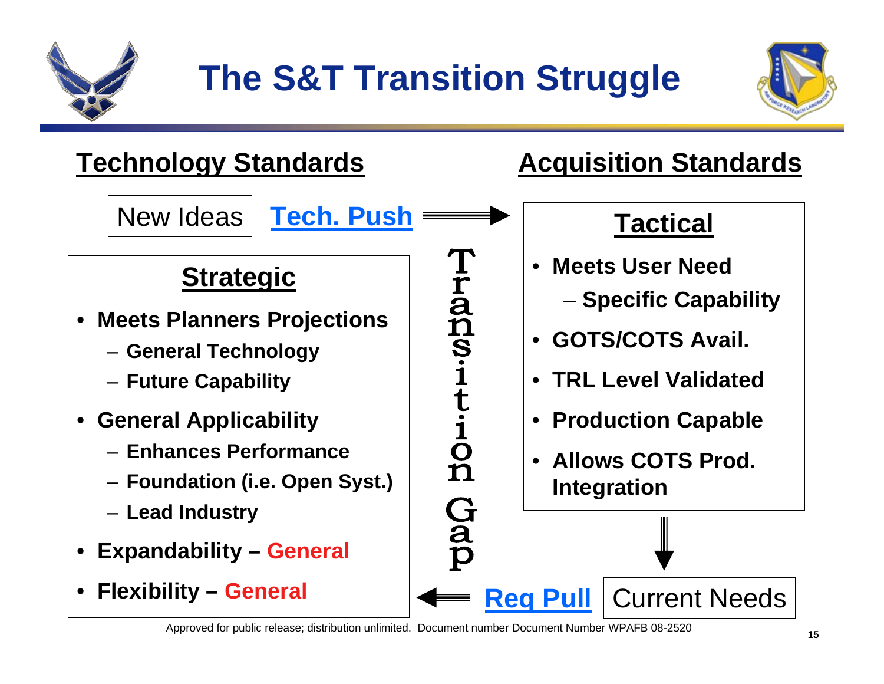# The S&T Transition Struggle

## Technology Standards

New Ideas **Tech. Push** ⟹

### Strategic

- **Meets Planners Projections**
  - **General Technology**
  - **Future Capability**
- **General Applicability**
  - **Enhances Performance**
  - **Foundation (i.e. Open Syst.)**
  - **Lead Industry**
- **Expandability – General**
- **Flexibility – General**

**Transition Gap**

## Acquisition Standards

### Tactical

- **Meets User Need**
  - **Specific Capability**
- **GOTS/COTS Avail.**
- **TRL Level Validated**
- **Production Capable**
- **Allows COTS Prod. Integration**

⟸ **Req Pull** Current Needs

Approved for public release; distribution unlimited. Document number Document Number WPAFB 08-2520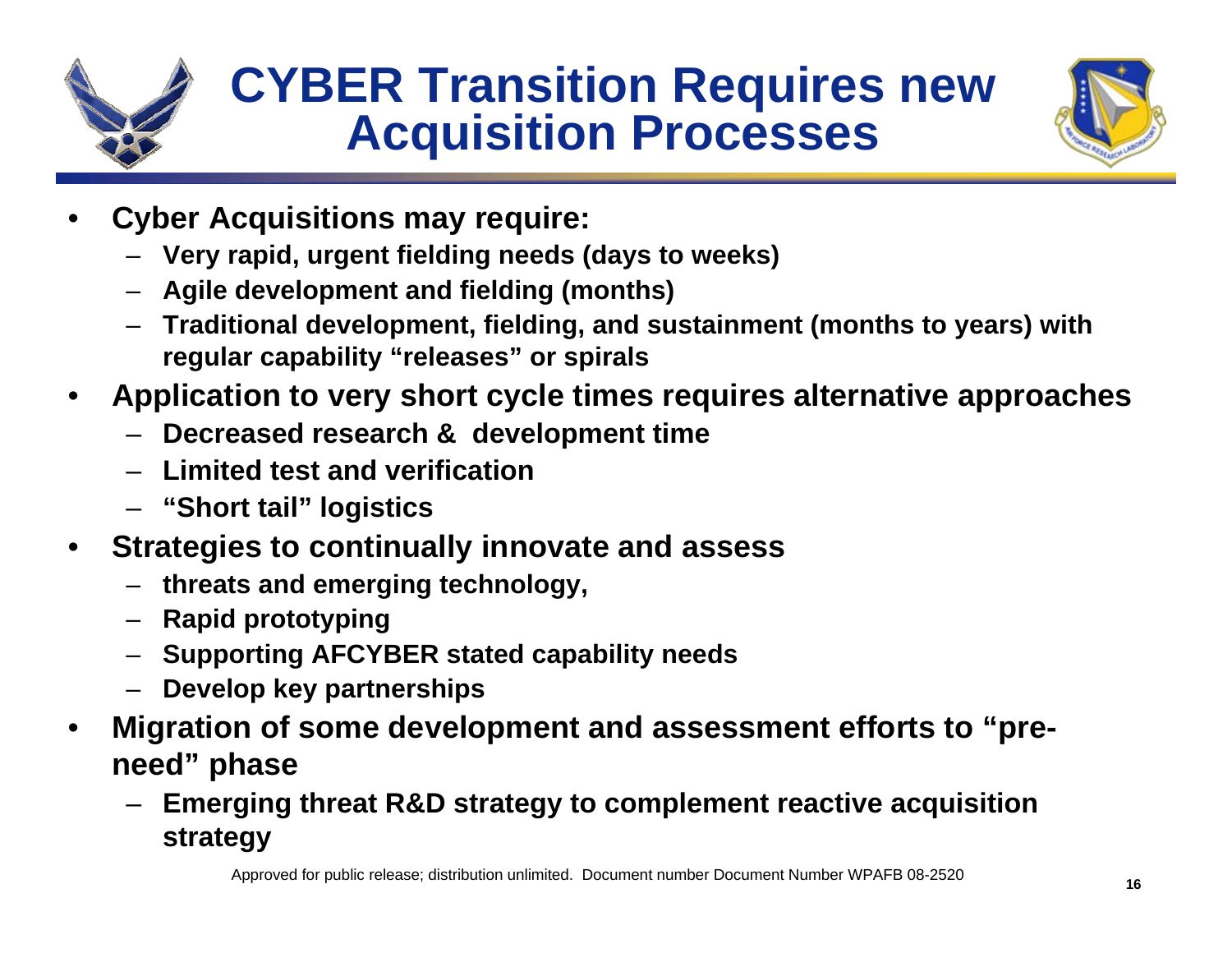# CYBER Transition Requires new Acquisition Processes

- **Cyber Acquisitions may require:**
  - **Very rapid, urgent fielding needs (days to weeks)**
  - **Agile development and fielding (months)**
  - **Traditional development, fielding, and sustainment (months to years) with regular capability "releases" or spirals**
- **Application to very short cycle times requires alternative approaches**
  - **Decreased research & development time**
  - **Limited test and verification**
  - **"Short tail" logistics**
- **Strategies to continually innovate and assess**
  - **threats and emerging technology,**
  - **Rapid prototyping**
  - **Supporting AFCYBER stated capability needs**
  - **Develop key partnerships**
- **Migration of some development and assessment efforts to "pre-need" phase**
  - **Emerging threat R&D strategy to complement reactive acquisition strategy**

Approved for public release; distribution unlimited. Document number Document Number WPAFB 08-2520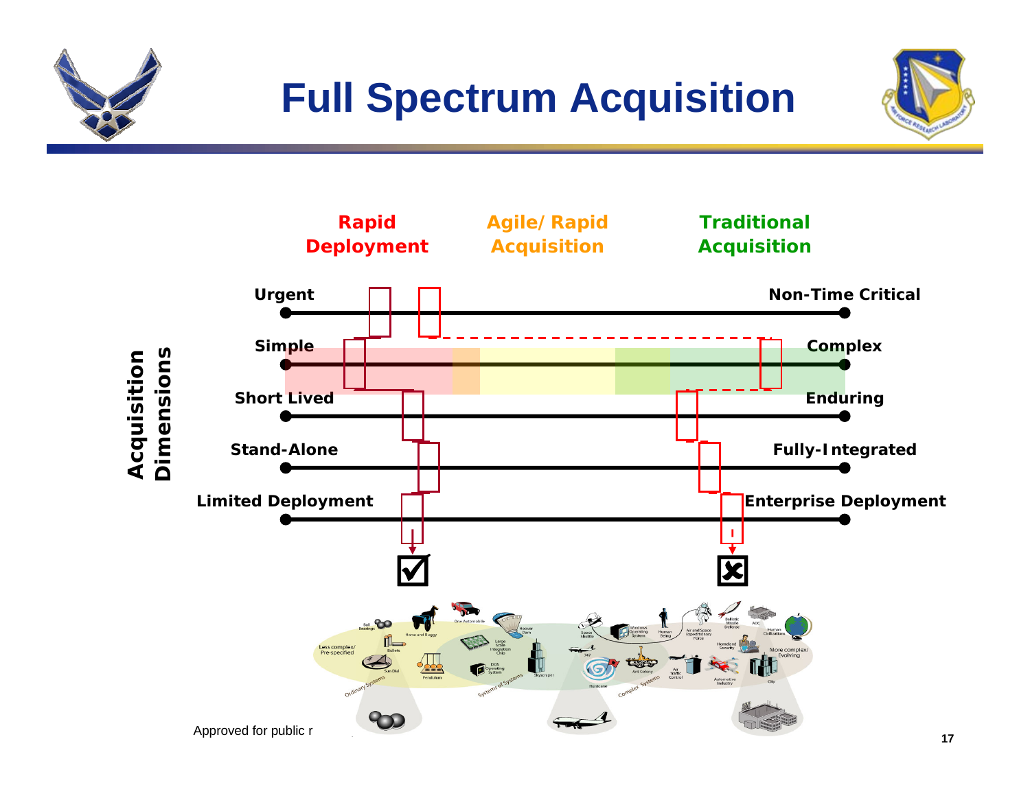# Full Spectrum Acquisition

**Rapid Deployment** | **Agile/Rapid Acquisition** | **Traditional Acquisition**

**Acquisition Dimensions**

| | |
|---|---|
| **Urgent** | **Non-Time Critical** |
| **Simple** | **Complex** |
| **Short Lived** | **Enduring** |
| **Stand-Alone** | **Fully-Integrated** |
| **Limited Deployment** | **Enterprise Deployment** |

Ball Bearings, Horse and Buggy, One Automobile, Hoover Dam, Less complex/ Pre-specified, Bullets, Large Scale Integration Chip, Sun Dial, Pendulum, DOS Operating System, Skyscraper, Ordinary Systems, Systems of Systems, Space Shuttle, Windows Operating System, Human Being, Air and Space Expeditionary Force, Ballistic Missile Defense, AOC, Human Civilizations, Homeland Security, More complex/ Evolving, 747, Hurricane, Ant Colony, Air Traffic Control, Automotive Industry, City, Complex Systems

Approved for public r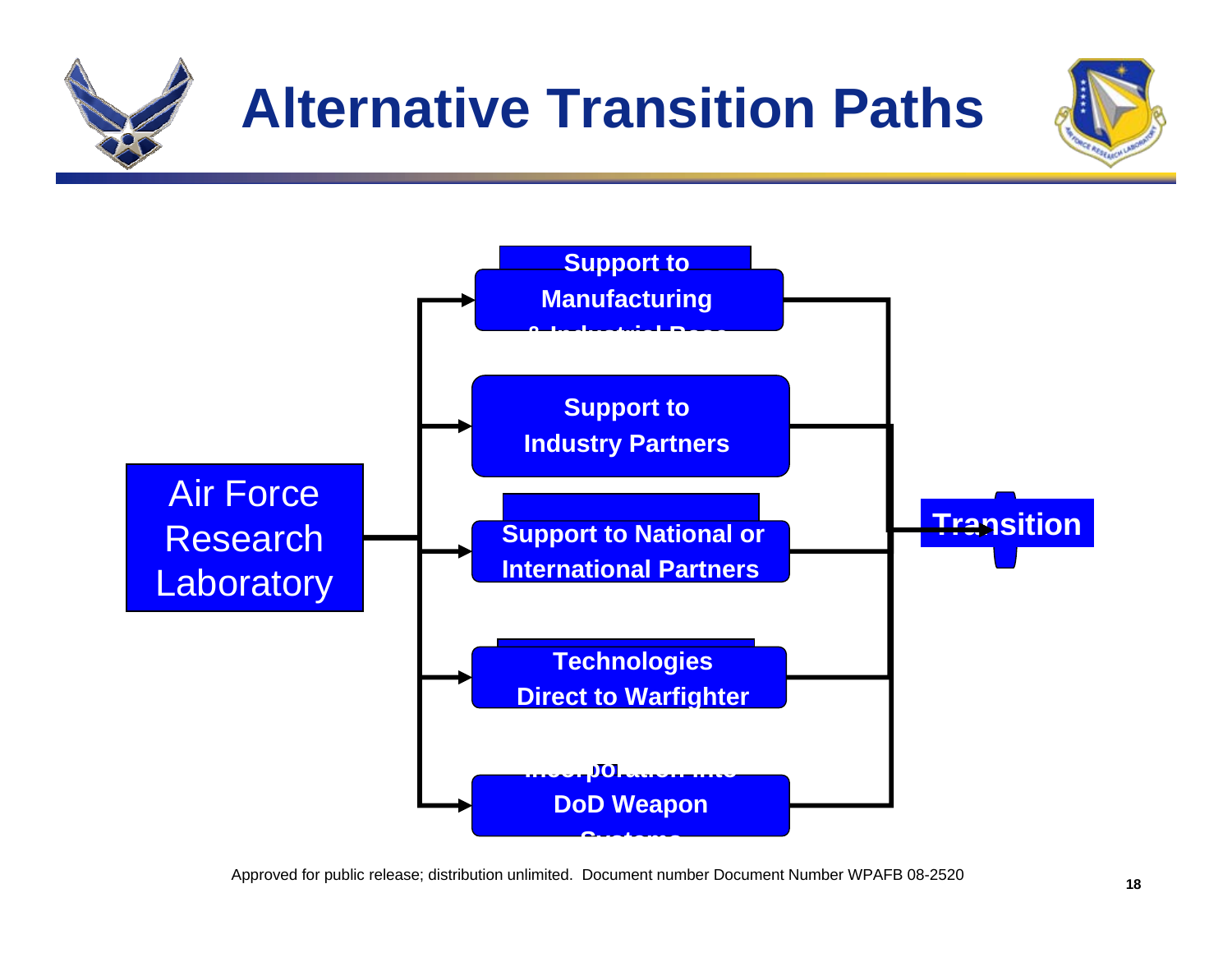# Alternative Transition Paths

- Air Force Research Laboratory
  - Support to Manufacturing & Industrial Base
  - Support to Industry Partners
  - Support to National or International Partners
  - Technologies Direct to Warfighter
  - Incorporation into DoD Weapon Systems
- → Transition

Approved for public release; distribution unlimited. Document number Document Number WPAFB 08-2520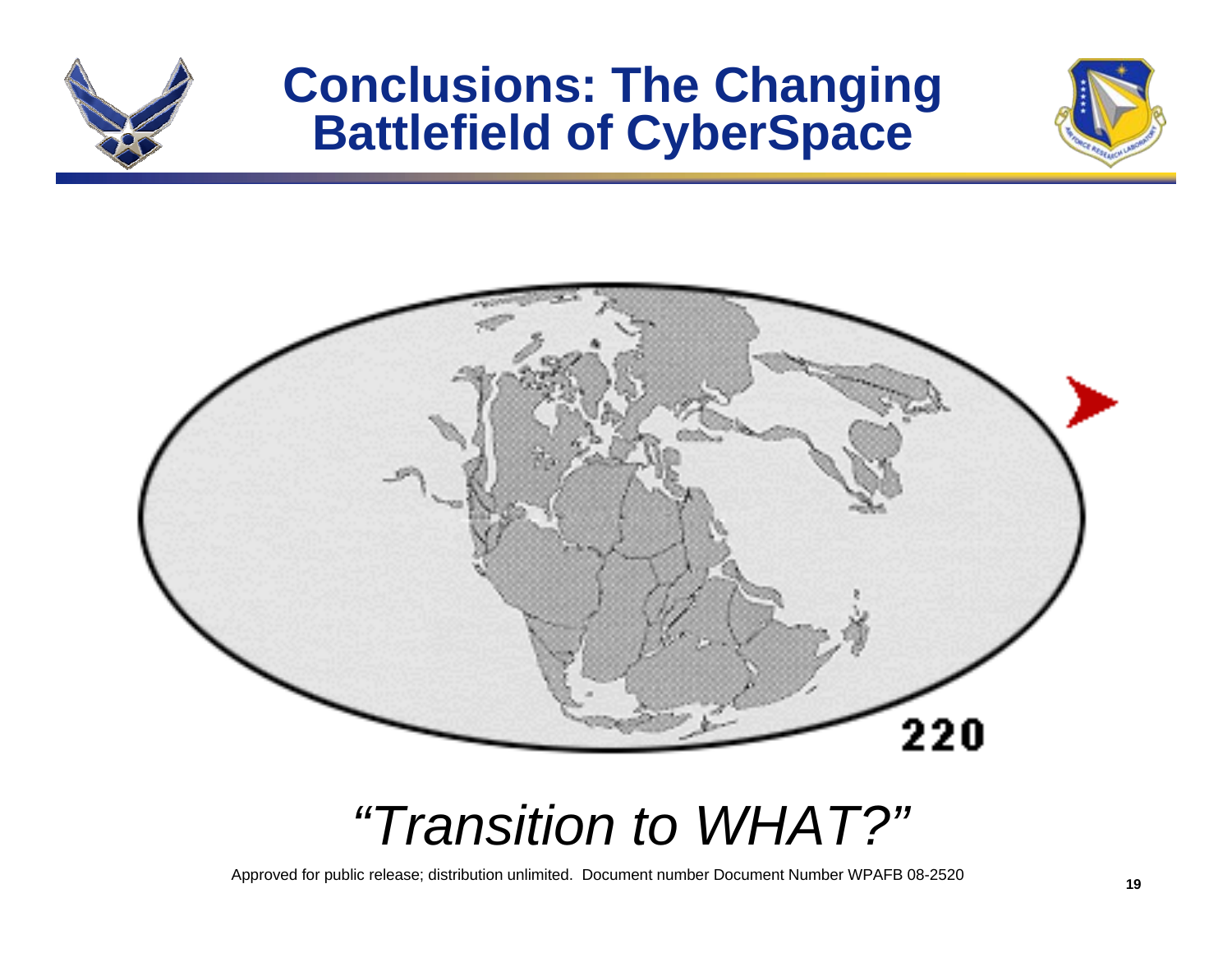# Conclusions: The Changing Battlefield of CyberSpace

220

*"Transition to WHAT?"*

Approved for public release; distribution unlimited. Document number Document Number WPAFB 08-2520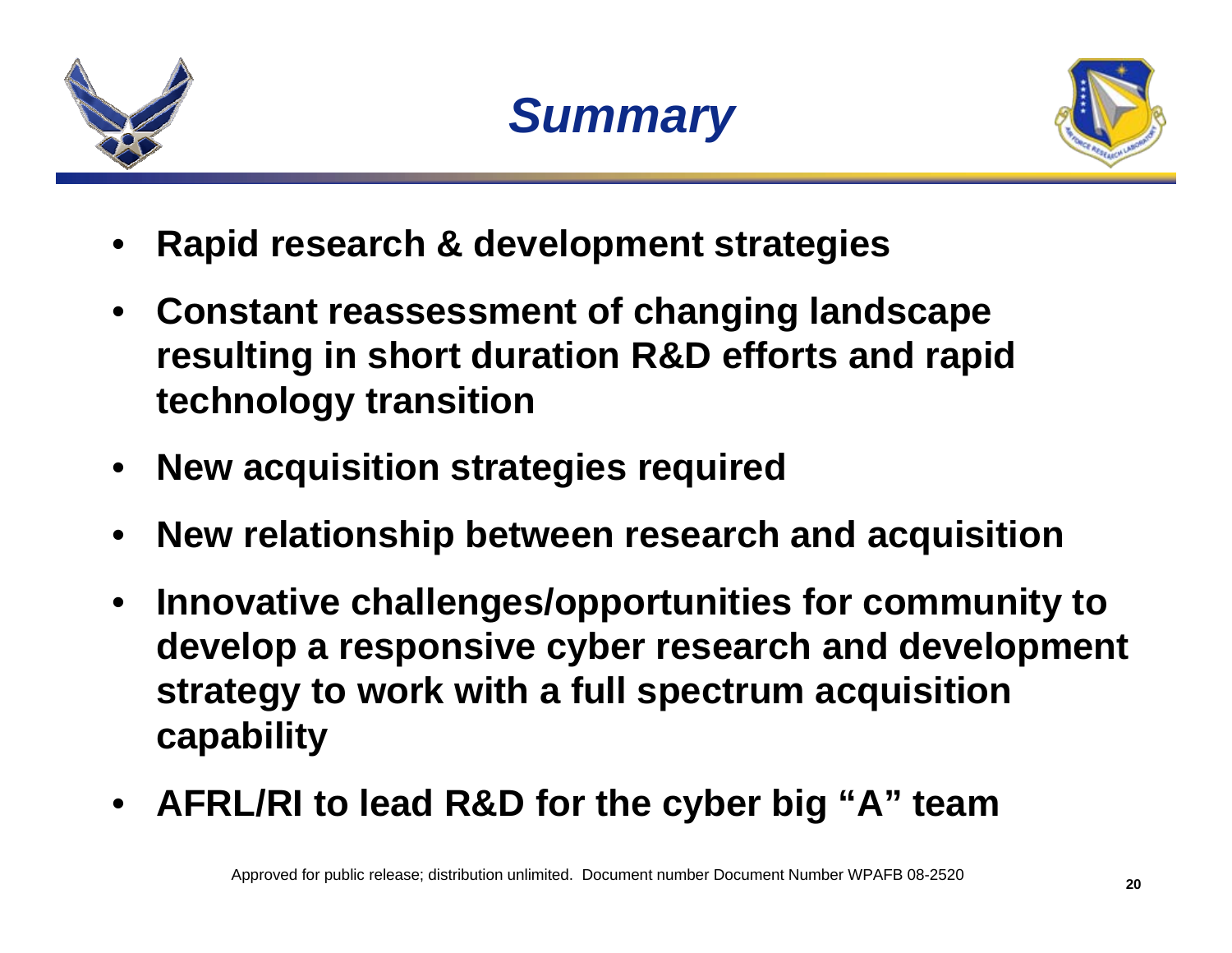# *Summary*

- **Rapid research & development strategies**
- **Constant reassessment of changing landscape resulting in short duration R&D efforts and rapid technology transition**
- **New acquisition strategies required**
- **New relationship between research and acquisition**
- **Innovative challenges/opportunities for community to develop a responsive cyber research and development strategy to work with a full spectrum acquisition capability**
- **AFRL/RI to lead R&D for the cyber big "A" team**

Approved for public release; distribution unlimited. Document number Document Number WPAFB 08-2520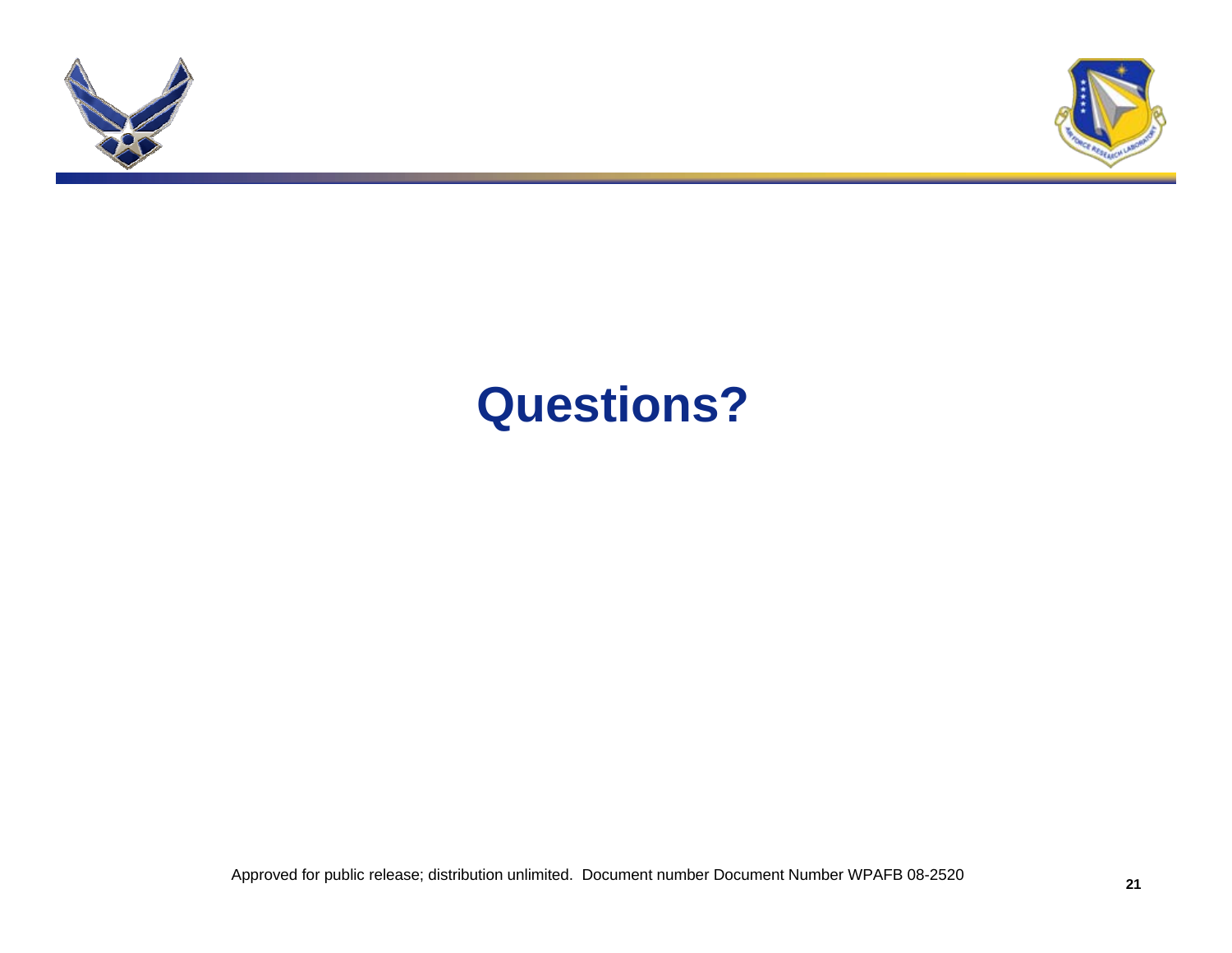# Questions?

Approved for public release; distribution unlimited. Document number Document Number WPAFB 08-2520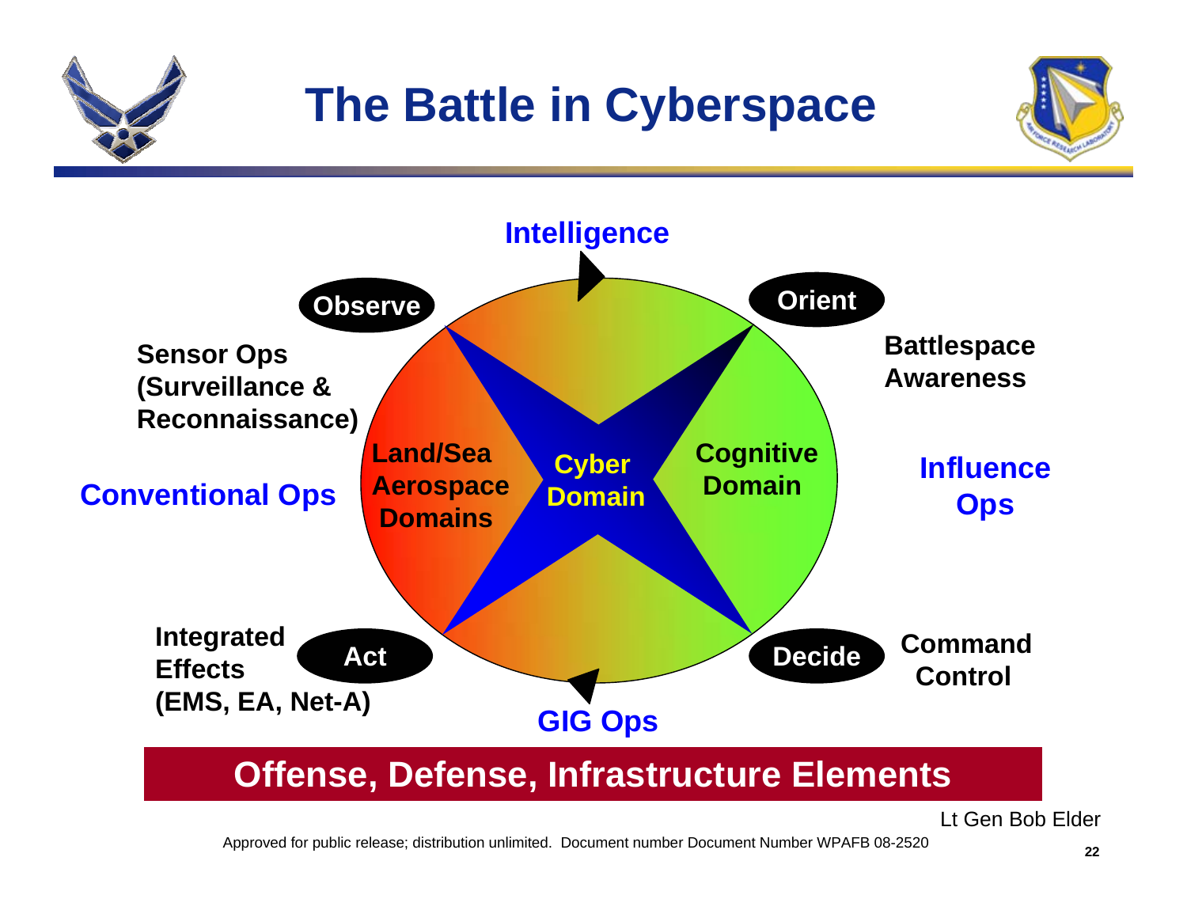# The Battle in Cyberspace

Intelligence

Observe

Orient

Sensor Ops (Surveillance & Reconnaissance)

Battlespace Awareness

Land/Sea Aerospace Domains

Cyber Domain

Cognitive Domain

Conventional Ops

Influence Ops

Integrated Effects (EMS, EA, Net-A)

Act

Decide

Command Control

GIG Ops

**Offense, Defense, Infrastructure Elements**

Lt Gen Bob Elder

Approved for public release; distribution unlimited. Document number Document Number WPAFB 08-2520